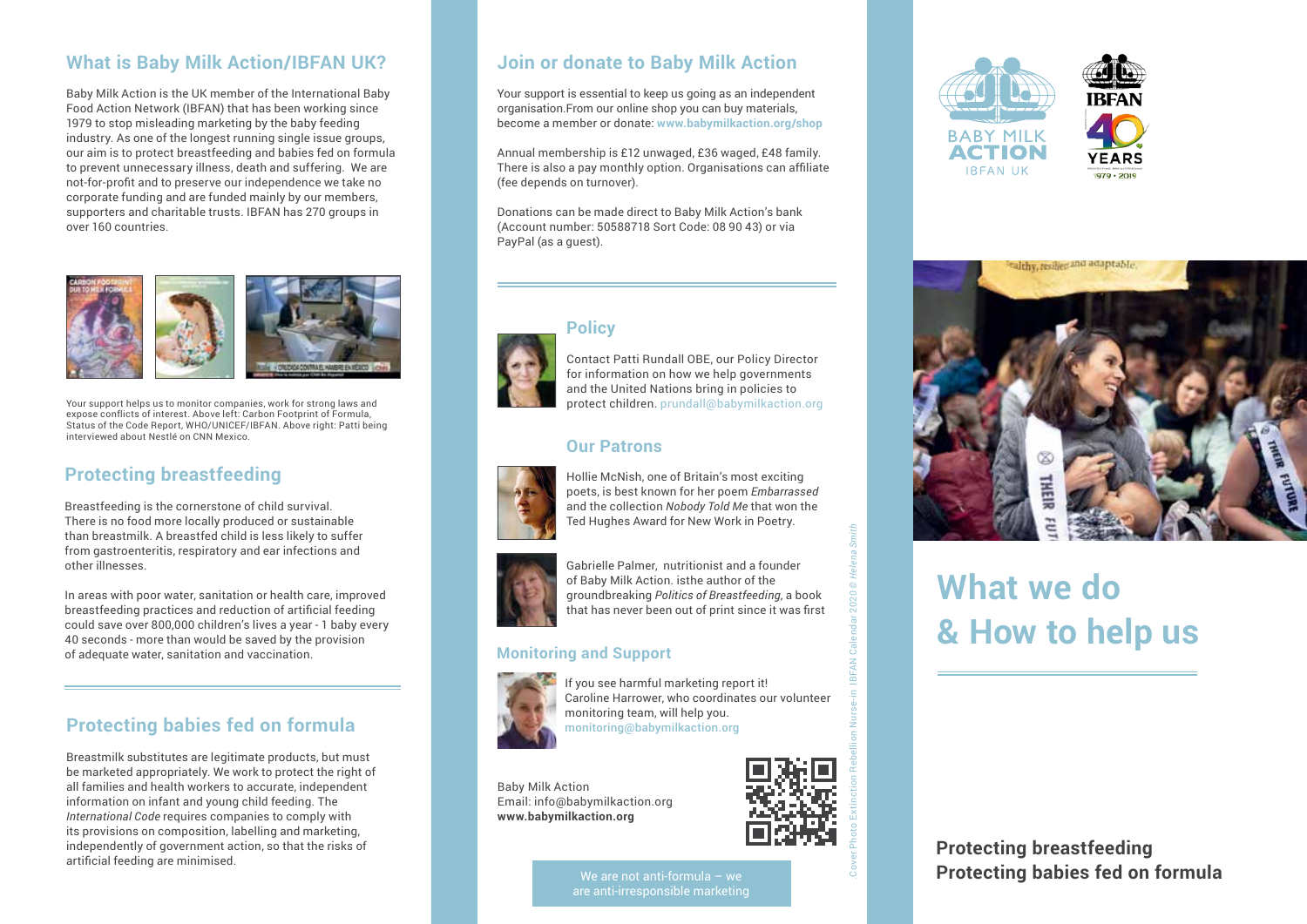## What is Baby Milk Action/IBFAN UK?

Baby Milk Action is the UK member of the International Baby Food Action Network (IBFAN) that has been working since 1979 to stop misleading marketing by the baby feeding industry. As one of the longest running single issue groups, our aim is to protect breastfeeding and babies fed on formula to prevent unnecessary illness, death and suffering. We are not-for-profit and to preserve our independence we take no corporate funding and are funded mainly by our members, supporters and charitable trusts. IBFAN has 270 groups in over 160 countries.

Your support helps us to monitor companies, work for strong laws and expose conflicts of interest. Above left: Carbon Footprint of Formula, Status of the Code Report, WHO/UNICEF/IBFAN. Above right: Patti being interviewed about Nestlé on CNN Mexico.

## Protecting breastfeeding

Breastfeeding is the cornerstone of child survival. There is no food more locally produced or sustainable than breastmilk. A breastfed child is less likely to suffer from gastroenteritis, respiratory and ear infections and other illnesses.

In areas with poor water, sanitation or health care, improved breastfeeding practices and reduction of artificial feeding could save over 800,000 children's lives a year - 1 baby every 40 seconds - more than would be saved by the provision of adequate water, sanitation and vaccination.

## Protecting babies fed on formula

Breastmilk substitutes are legitimate products, but must be marketed appropriately. We work to protect the right of all families and health workers to accurate, independent information on infant and young child feeding. The *International Code* requires companies to comply with its provisions on composition, labelling and marketing, independently of government action, so that the risks of artificial feeding are minimised.

## Join or donate to Baby Milk Action

Your support is essential to keep us going as an independent organisation.From our online shop you can buy materials, become a member or donate: **www.babymilkaction.org/shop**

Annual membership is £12 unwaged, £36 waged, £48 family. There is also a pay monthly option. Organisations can affiliate (fee depends on turnover).

Donations can be made direct to Baby Milk Action's bank (Account number: 50588718 Sort Code: 08 90 43) or via PayPal (as a guest).

### Policy

Contact Patti Rundall OBE, our Policy Director for information on how we help governments and the United Nations bring in policies to protect children. prundall@babymilkaction.org

### Our Patrons

Hollie McNish, one of Britain's most exciting poets, is best known for her poem *Embarrassed* and the collection *Nobody Told Me* that won the Ted Hughes Award for New Work in Poetry.

Gabrielle Palmer, nutritionist and a founder of Baby Milk Action. isthe author of the groundbreaking *Politics of Breastfeeding*, a book that has never been out of print since it was first

### Monitoring and Support

If you see harmful marketing report it! Caroline Harrower, who coordinates our volunteer monitoring team, will help you. **monitoring@babymilkaction.org**

Baby Milk Action
Email: info@babymilkaction.org
**www.babymilkaction.org**

We are not anti-formula – we are anti-irresponsible marketing

*Cover Photo Extinction Rebellion Nurse-in IBFAN Calendar 2020 © Helena Smith*

BABY MILK ACTION
IBFAN UK

IBFAN 40 YEARS
1979 • 2019

# What we do & How to help us

**Protecting breastfeeding**
**Protecting babies fed on formula**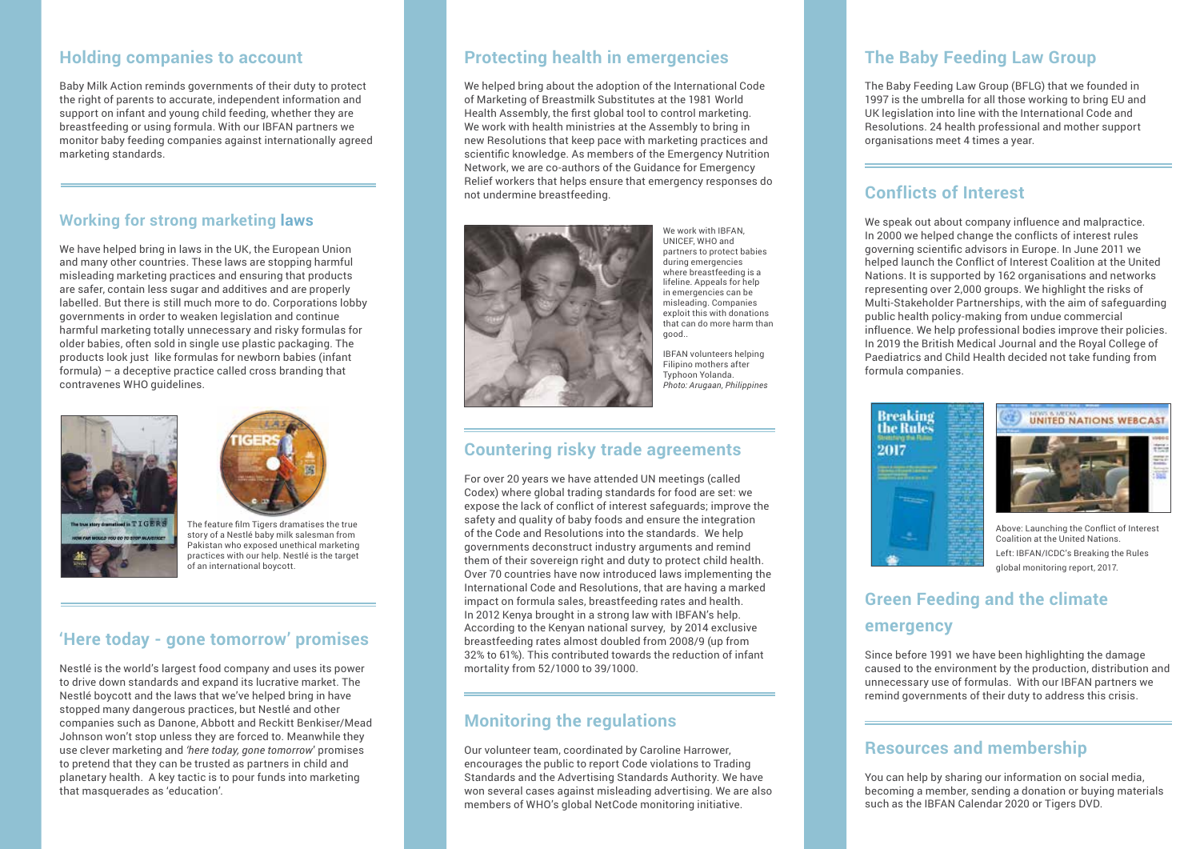## Holding companies to account

Baby Milk Action reminds governments of their duty to protect the right of parents to accurate, independent information and support on infant and young child feeding, whether they are breastfeeding or using formula. With our IBFAN partners we monitor baby feeding companies against internationally agreed marketing standards.

## Working for strong marketing laws

We have helped bring in laws in the UK, the European Union and many other countries. These laws are stopping harmful misleading marketing practices and ensuring that products are safer, contain less sugar and additives and are properly labelled. But there is still much more to do. Corporations lobby governments in order to weaken legislation and continue harmful marketing totally unnecessary and risky formulas for older babies, often sold in single use plastic packaging. The products look just like formulas for newborn babies (infant formula) – a deceptive practice called cross branding that contravenes WHO guidelines.

The feature film Tigers dramatises the true story of a Nestlé baby milk salesman from Pakistan who exposed unethical marketing practices with our help. Nestlé is the target of an international boycott.

## 'Here today - gone tomorrow' promises

Nestlé is the world's largest food company and uses its power to drive down standards and expand its lucrative market. The Nestlé boycott and the laws that we've helped bring in have stopped many dangerous practices, but Nestlé and other companies such as Danone, Abbott and Reckitt Benkiser/Mead Johnson won't stop unless they are forced to. Meanwhile they use clever marketing and *'here today, gone tomorrow'* promises to pretend that they can be trusted as partners in child and planetary health. A key tactic is to pour funds into marketing that masquerades as 'education'.

## Protecting health in emergencies

We helped bring about the adoption of the International Code of Marketing of Breastmilk Substitutes at the 1981 World Health Assembly, the first global tool to control marketing. We work with health ministries at the Assembly to bring in new Resolutions that keep pace with marketing practices and scientific knowledge. As members of the Emergency Nutrition Network, we are co-authors of the Guidance for Emergency Relief workers that helps ensure that emergency responses do not undermine breastfeeding.

We work with IBFAN, UNICEF, WHO and partners to protect babies during emergencies where breastfeeding is a lifeline. Appeals for help in emergencies can be misleading. Companies exploit this with donations that can do more harm than good..

IBFAN volunteers helping Filipino mothers after Typhoon Yolanda. *Photo: Arugaan, Philippines*

## Countering risky trade agreements

For over 20 years we have attended UN meetings (called Codex) where global trading standards for food are set: we expose the lack of conflict of interest safeguards; improve the safety and quality of baby foods and ensure the integration of the Code and Resolutions into the standards. We help governments deconstruct industry arguments and remind them of their sovereign right and duty to protect child health. Over 70 countries have now introduced laws implementing the International Code and Resolutions, that are having a marked impact on formula sales, breastfeeding rates and health. In 2012 Kenya brought in a strong law with IBFAN's help. According to the Kenyan national survey, by 2014 exclusive breastfeeding rates almost doubled from 2008/9 (up from 32% to 61%). This contributed towards the reduction of infant mortality from 52/1000 to 39/1000.

## Monitoring the regulations

Our volunteer team, coordinated by Caroline Harrower, encourages the public to report Code violations to Trading Standards and the Advertising Standards Authority. We have won several cases against misleading advertising. We are also members of WHO's global NetCode monitoring initiative.

## The Baby Feeding Law Group

The Baby Feeding Law Group (BFLG) that we founded in 1997 is the umbrella for all those working to bring EU and UK legislation into line with the International Code and Resolutions. 24 health professional and mother support organisations meet 4 times a year.

## Conflicts of Interest

We speak out about company influence and malpractice. In 2000 we helped change the conflicts of interest rules governing scientific advisors in Europe. In June 2011 we helped launch the Conflict of Interest Coalition at the United Nations. It is supported by 162 organisations and networks representing over 2,000 groups. We highlight the risks of Multi-Stakeholder Partnerships, with the aim of safeguarding public health policy-making from undue commercial influence. We help professional bodies improve their policies. In 2019 the British Medical Journal and the Royal College of Paediatrics and Child Health decided not take funding from formula companies.

Above: Launching the Conflict of Interest Coalition at the United Nations.
Left: IBFAN/ICDC's Breaking the Rules global monitoring report, 2017.

## Green Feeding and the climate emergency

Since before 1991 we have been highlighting the damage caused to the environment by the production, distribution and unnecessary use of formulas. With our IBFAN partners we remind governments of their duty to address this crisis.

## Resources and membership

You can help by sharing our information on social media, becoming a member, sending a donation or buying materials such as the IBFAN Calendar 2020 or Tigers DVD.